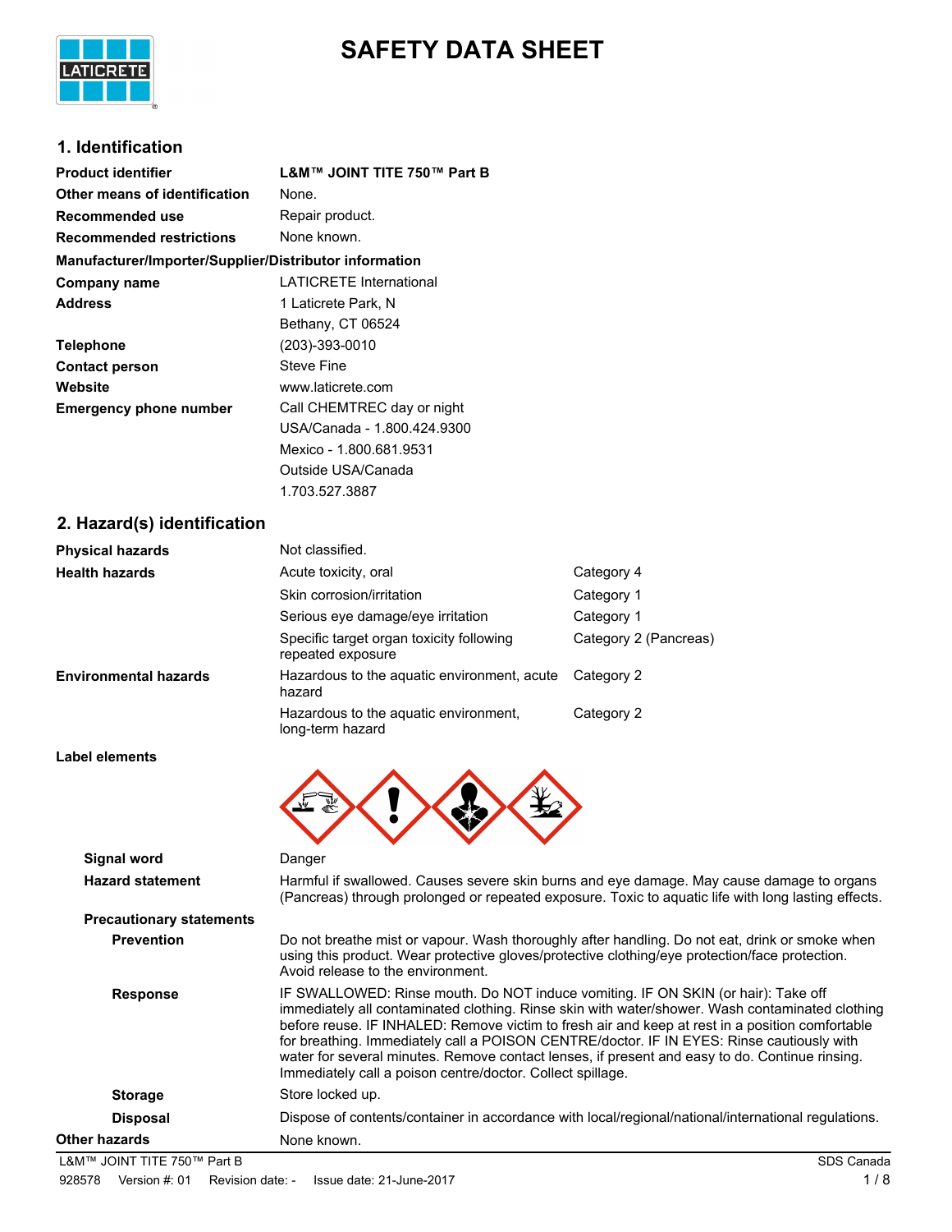# SAFETY DATA SHEET

## 1. Identification

| | |
|---|---|
| **Product identifier** | **L&M™ JOINT TITE 750™ Part B** |
| **Other means of identification** | None. |
| **Recommended use** | Repair product. |
| **Recommended restrictions** | None known. |

**Manufacturer/Importer/Supplier/Distributor information**

| | |
|---|---|
| **Company name** | LATICRETE International |
| **Address** | 1 Laticrete Park, N<br>Bethany, CT 06524 |
| **Telephone** | (203)-393-0010 |
| **Contact person** | Steve Fine |
| **Website** | www.laticrete.com |
| **Emergency phone number** | Call CHEMTREC day or night<br>USA/Canada - 1.800.424.9300<br>Mexico - 1.800.681.9531<br>Outside USA/Canada<br>1.703.527.3887 |

## 2. Hazard(s) identification

| | | |
|---|---|---|
| **Physical hazards** | Not classified. | |
| **Health hazards** | Acute toxicity, oral | Category 4 |
| | Skin corrosion/irritation | Category 1 |
| | Serious eye damage/eye irritation | Category 1 |
| | Specific target organ toxicity following repeated exposure | Category 2 (Pancreas) |
| **Environmental hazards** | Hazardous to the aquatic environment, acute hazard | Category 2 |
| | Hazardous to the aquatic environment, long-term hazard | Category 2 |

**Label elements**

**Signal word**
Danger

**Hazard statement**
Harmful if swallowed. Causes severe skin burns and eye damage. May cause damage to organs (Pancreas) through prolonged or repeated exposure. Toxic to aquatic life with long lasting effects.

**Precautionary statements**

**Prevention**
Do not breathe mist or vapour. Wash thoroughly after handling. Do not eat, drink or smoke when using this product. Wear protective gloves/protective clothing/eye protection/face protection. Avoid release to the environment.

**Response**
IF SWALLOWED: Rinse mouth. Do NOT induce vomiting. IF ON SKIN (or hair): Take off immediately all contaminated clothing. Rinse skin with water/shower. Wash contaminated clothing before reuse. IF INHALED: Remove victim to fresh air and keep at rest in a position comfortable for breathing. Immediately call a POISON CENTRE/doctor. IF IN EYES: Rinse cautiously with water for several minutes. Remove contact lenses, if present and easy to do. Continue rinsing. Immediately call a poison centre/doctor. Collect spillage.

**Storage**
Store locked up.

**Disposal**
Dispose of contents/container in accordance with local/regional/national/international regulations.

**Other hazards**
None known.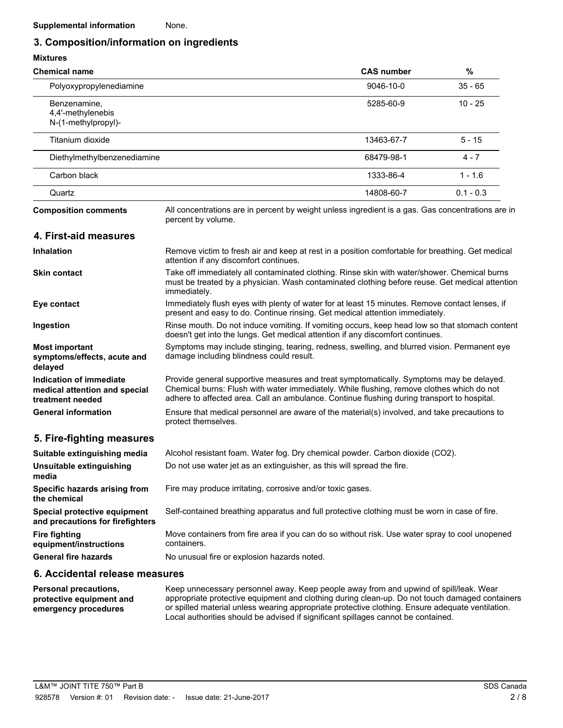**Supplemental information** None.

## 3. Composition/information on ingredients

**Mixtures**

| Chemical name | CAS number | % |
|---|---|---|
| Polyoxypropylenediamine | 9046-10-0 | 35 - 65 |
| Benzenamine, 4,4'-methylenebis N-(1-methylpropyl)- | 5285-60-9 | 10 - 25 |
| Titanium dioxide | 13463-67-7 | 5 - 15 |
| Diethylmethylbenzenediamine | 68479-98-1 | 4 - 7 |
| Carbon black | 1333-86-4 | 1 - 1.6 |
| Quartz | 14808-60-7 | 0.1 - 0.3 |

**Composition comments** All concentrations are in percent by weight unless ingredient is a gas. Gas concentrations are in percent by volume.

## 4. First-aid measures

**Inhalation** Remove victim to fresh air and keep at rest in a position comfortable for breathing. Get medical attention if any discomfort continues.

**Skin contact** Take off immediately all contaminated clothing. Rinse skin with water/shower. Chemical burns must be treated by a physician. Wash contaminated clothing before reuse. Get medical attention immediately.

**Eye contact** Immediately flush eyes with plenty of water for at least 15 minutes. Remove contact lenses, if present and easy to do. Continue rinsing. Get medical attention immediately.

**Ingestion** Rinse mouth. Do not induce vomiting. If vomiting occurs, keep head low so that stomach content doesn't get into the lungs. Get medical attention if any discomfort continues.

**Most important symptoms/effects, acute and delayed** Symptoms may include stinging, tearing, redness, swelling, and blurred vision. Permanent eye damage including blindness could result.

**Indication of immediate medical attention and special treatment needed** Provide general supportive measures and treat symptomatically. Symptoms may be delayed. Chemical burns: Flush with water immediately. While flushing, remove clothes which do not adhere to affected area. Call an ambulance. Continue flushing during transport to hospital.

**General information** Ensure that medical personnel are aware of the material(s) involved, and take precautions to protect themselves.

## 5. Fire-fighting measures

**Suitable extinguishing media** Alcohol resistant foam. Water fog. Dry chemical powder. Carbon dioxide ($CO_2$).

**Unsuitable extinguishing media** Do not use water jet as an extinguisher, as this will spread the fire.

**Specific hazards arising from the chemical** Fire may produce irritating, corrosive and/or toxic gases.

**Special protective equipment and precautions for firefighters** Self-contained breathing apparatus and full protective clothing must be worn in case of fire.

**Fire fighting equipment/instructions** Move containers from fire area if you can do so without risk. Use water spray to cool unopened containers.

**General fire hazards** No unusual fire or explosion hazards noted.

## 6. Accidental release measures

**Personal precautions, protective equipment and emergency procedures** Keep unnecessary personnel away. Keep people away from and upwind of spill/leak. Wear appropriate protective equipment and clothing during clean-up. Do not touch damaged containers or spilled material unless wearing appropriate protective clothing. Ensure adequate ventilation. Local authorities should be advised if significant spillages cannot be contained.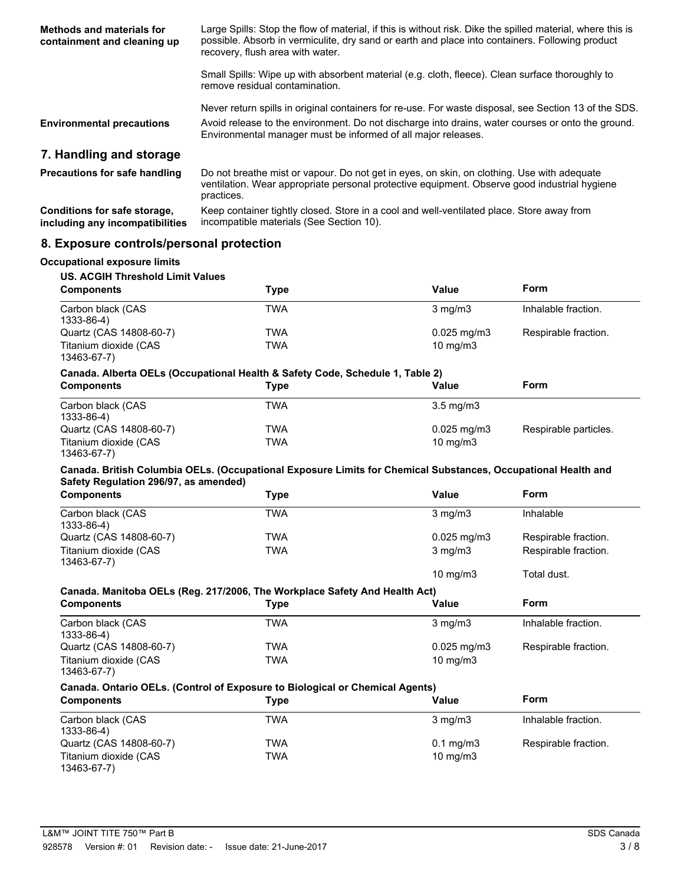**Methods and materials for containment and cleaning up**

Large Spills: Stop the flow of material, if this is without risk. Dike the spilled material, where this is possible. Absorb in vermiculite, dry sand or earth and place into containers. Following product recovery, flush area with water.

Small Spills: Wipe up with absorbent material (e.g. cloth, fleece). Clean surface thoroughly to remove residual contamination.

Never return spills in original containers for re-use. For waste disposal, see Section 13 of the SDS.

**Environmental precautions**

Avoid release to the environment. Do not discharge into drains, water courses or onto the ground. Environmental manager must be informed of all major releases.

## 7. Handling and storage

**Precautions for safe handling**

Do not breathe mist or vapour. Do not get in eyes, on skin, on clothing. Use with adequate ventilation. Wear appropriate personal protective equipment. Observe good industrial hygiene practices.

**Conditions for safe storage, including any incompatibilities**

Keep container tightly closed. Store in a cool and well-ventilated place. Store away from incompatible materials (See Section 10).

## 8. Exposure controls/personal protection

### Occupational exposure limits

**US. ACGIH Threshold Limit Values**

| Components | Type | Value | Form |
|---|---|---|---|
| Carbon black (CAS 1333-86-4) | TWA | 3 mg/m3 | Inhalable fraction. |
| Quartz (CAS 14808-60-7) | TWA | 0.025 mg/m3 | Respirable fraction. |
| Titanium dioxide (CAS 13463-67-7) | TWA | 10 mg/m3 | |

**Canada. Alberta OELs (Occupational Health & Safety Code, Schedule 1, Table 2)**

| Components | Type | Value | Form |
|---|---|---|---|
| Carbon black (CAS 1333-86-4) | TWA | 3.5 mg/m3 | |
| Quartz (CAS 14808-60-7) | TWA | 0.025 mg/m3 | Respirable particles. |
| Titanium dioxide (CAS 13463-67-7) | TWA | 10 mg/m3 | |

**Canada. British Columbia OELs. (Occupational Exposure Limits for Chemical Substances, Occupational Health and Safety Regulation 296/97, as amended)**

| Components | Type | Value | Form |
|---|---|---|---|
| Carbon black (CAS 1333-86-4) | TWA | 3 mg/m3 | Inhalable |
| Quartz (CAS 14808-60-7) | TWA | 0.025 mg/m3 | Respirable fraction. |
| Titanium dioxide (CAS 13463-67-7) | TWA | 3 mg/m3 | Respirable fraction. |
| | | 10 mg/m3 | Total dust. |

**Canada. Manitoba OELs (Reg. 217/2006, The Workplace Safety And Health Act)**

| Components | Type | Value | Form |
|---|---|---|---|
| Carbon black (CAS 1333-86-4) | TWA | 3 mg/m3 | Inhalable fraction. |
| Quartz (CAS 14808-60-7) | TWA | 0.025 mg/m3 | Respirable fraction. |
| Titanium dioxide (CAS 13463-67-7) | TWA | 10 mg/m3 | |

**Canada. Ontario OELs. (Control of Exposure to Biological or Chemical Agents)**

| Components | Type | Value | Form |
|---|---|---|---|
| Carbon black (CAS 1333-86-4) | TWA | 3 mg/m3 | Inhalable fraction. |
| Quartz (CAS 14808-60-7) | TWA | 0.1 mg/m3 | Respirable fraction. |
| Titanium dioxide (CAS 13463-67-7) | TWA | 10 mg/m3 | |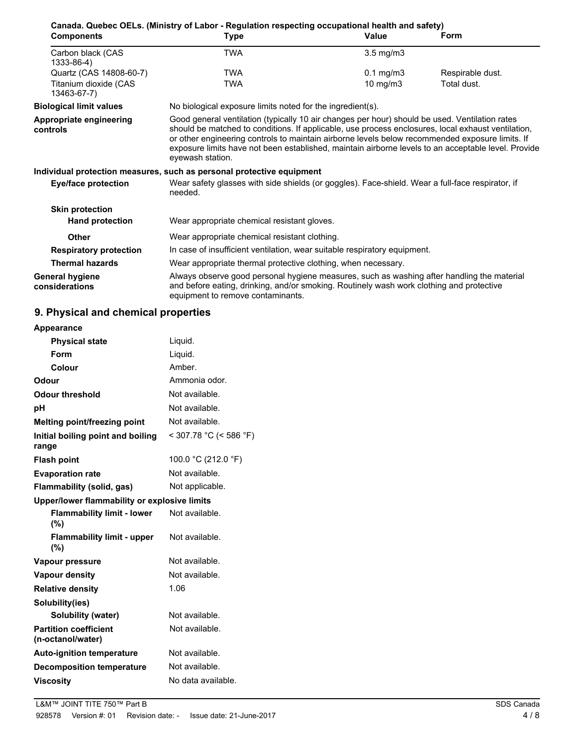**Canada. Quebec OELs. (Ministry of Labor - Regulation respecting occupational health and safety)**

| Components | Type | Value | Form |
|---|---|---|---|
| Carbon black (CAS 1333-86-4) | TWA | 3.5 mg/m3 | |
| Quartz (CAS 14808-60-7) | TWA | 0.1 mg/m3 | Respirable dust. |
| Titanium dioxide (CAS 13463-67-7) | TWA | 10 mg/m3 | Total dust. |

**Biological limit values** No biological exposure limits noted for the ingredient(s).

**Appropriate engineering controls** Good general ventilation (typically 10 air changes per hour) should be used. Ventilation rates should be matched to conditions. If applicable, use process enclosures, local exhaust ventilation, or other engineering controls to maintain airborne levels below recommended exposure limits. If exposure limits have not been established, maintain airborne levels to an acceptable level. Provide eyewash station.

**Individual protection measures, such as personal protective equipment**

**Eye/face protection** Wear safety glasses with side shields (or goggles). Face-shield. Wear a full-face respirator, if needed.

**Skin protection**

**Hand protection** Wear appropriate chemical resistant gloves.

**Other** Wear appropriate chemical resistant clothing.

**Respiratory protection** In case of insufficient ventilation, wear suitable respiratory equipment.

**Thermal hazards** Wear appropriate thermal protective clothing, when necessary.

**General hygiene considerations** Always observe good personal hygiene measures, such as washing after handling the material and before eating, drinking, and/or smoking. Routinely wash work clothing and protective equipment to remove contaminants.

## 9. Physical and chemical properties

| Property | Value |
|---|---|
| **Appearance** | |
| Physical state | Liquid. |
| Form | Liquid. |
| Colour | Amber. |
| **Odour** | Ammonia odor. |
| **Odour threshold** | Not available. |
| **pH** | Not available. |
| **Melting point/freezing point** | Not available. |
| **Initial boiling point and boiling range** | < 307.78 °C (< 586 °F) |
| **Flash point** | 100.0 °C (212.0 °F) |
| **Evaporation rate** | Not available. |
| **Flammability (solid, gas)** | Not applicable. |
| **Upper/lower flammability or explosive limits** | |
| Flammability limit - lower (%) | Not available. |
| Flammability limit - upper (%) | Not available. |
| **Vapour pressure** | Not available. |
| **Vapour density** | Not available. |
| **Relative density** | 1.06 |
| **Solubility(ies)** | |
| Solubility (water) | Not available. |
| **Partition coefficient (n-octanol/water)** | Not available. |
| **Auto-ignition temperature** | Not available. |
| **Decomposition temperature** | Not available. |
| **Viscosity** | No data available. |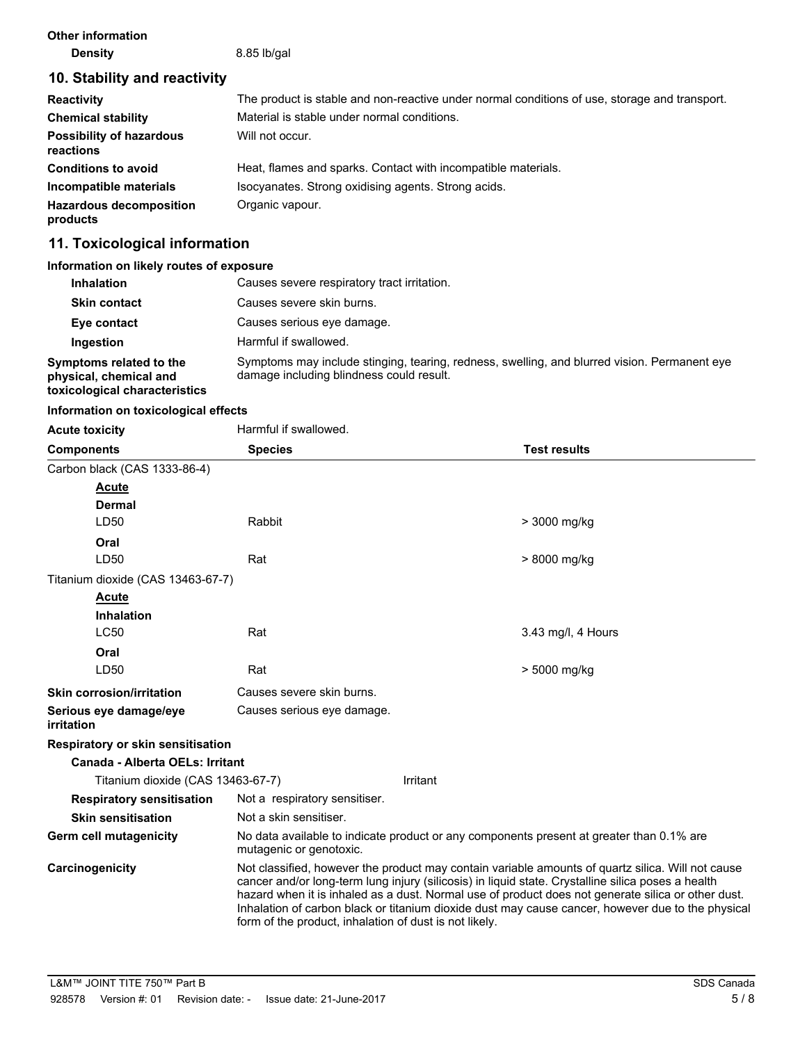**Other information**

**Density** 8.85 lb/gal

## 10. Stability and reactivity

| | |
|---|---|
| **Reactivity** | The product is stable and non-reactive under normal conditions of use, storage and transport. |
| **Chemical stability** | Material is stable under normal conditions. |
| **Possibility of hazardous reactions** | Will not occur. |
| **Conditions to avoid** | Heat, flames and sparks. Contact with incompatible materials. |
| **Incompatible materials** | Isocyanates. Strong oxidising agents. Strong acids. |
| **Hazardous decomposition products** | Organic vapour. |

## 11. Toxicological information

**Information on likely routes of exposure**

| | |
|---|---|
| **Inhalation** | Causes severe respiratory tract irritation. |
| **Skin contact** | Causes severe skin burns. |
| **Eye contact** | Causes serious eye damage. |
| **Ingestion** | Harmful if swallowed. |
| **Symptoms related to the physical, chemical and toxicological characteristics** | Symptoms may include stinging, tearing, redness, swelling, and blurred vision. Permanent eye damage including blindness could result. |

**Information on toxicological effects**

**Acute toxicity** Harmful if swallowed.

| Components | Species | Test results |
|---|---|---|
| Carbon black (CAS 1333-86-4) | | |
| **Acute** | | |
| **Dermal** | | |
| LD50 | Rabbit | > 3000 mg/kg |
| **Oral** | | |
| LD50 | Rat | > 8000 mg/kg |
| Titanium dioxide (CAS 13463-67-7) | | |
| **Acute** | | |
| **Inhalation** | | |
| LC50 | Rat | 3.43 mg/l, 4 Hours |
| **Oral** | | |
| LD50 | Rat | > 5000 mg/kg |

| | |
|---|---|
| **Skin corrosion/irritation** | Causes severe skin burns. |
| **Serious eye damage/eye irritation** | Causes serious eye damage. |

**Respiratory or skin sensitisation**

**Canada - Alberta OELs: Irritant**

Titanium dioxide (CAS 13463-67-7) Irritant

| | |
|---|---|
| **Respiratory sensitisation** | Not a respiratory sensitiser. |
| **Skin sensitisation** | Not a skin sensitiser. |
| **Germ cell mutagenicity** | No data available to indicate product or any components present at greater than 0.1% are mutagenic or genotoxic. |
| **Carcinogenicity** | Not classified, however the product may contain variable amounts of quartz silica. Will not cause cancer and/or long-term lung injury (silicosis) in liquid state. Crystalline silica poses a health hazard when it is inhaled as a dust. Normal use of product does not generate silica or other dust. Inhalation of carbon black or titanium dioxide dust may cause cancer, however due to the physical form of the product, inhalation of dust is not likely. |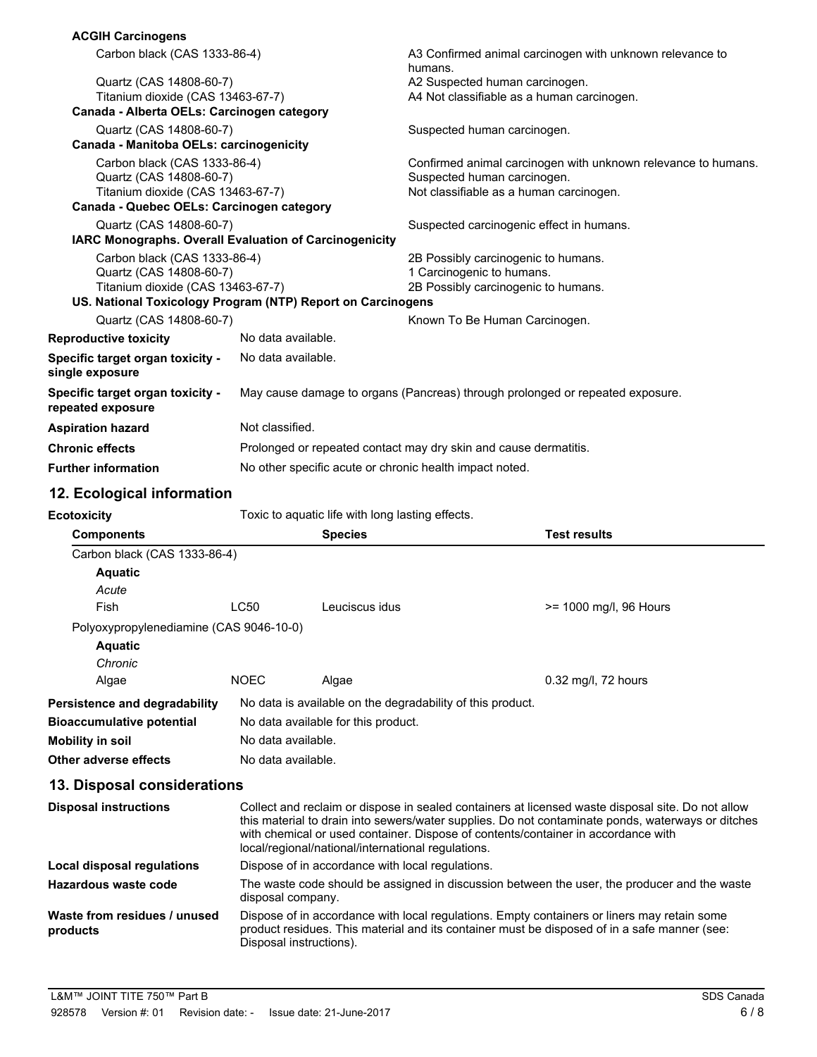**ACGIH Carcinogens**

| | |
|---|---|
| Carbon black (CAS 1333-86-4) | A3 Confirmed animal carcinogen with unknown relevance to humans. |
| Quartz (CAS 14808-60-7) | A2 Suspected human carcinogen. |
| Titanium dioxide (CAS 13463-67-7) | A4 Not classifiable as a human carcinogen. |

**Canada - Alberta OELs: Carcinogen category**

| | |
|---|---|
| Quartz (CAS 14808-60-7) | Suspected human carcinogen. |

**Canada - Manitoba OELs: carcinogenicity**

| | |
|---|---|
| Carbon black (CAS 1333-86-4) | Confirmed animal carcinogen with unknown relevance to humans. |
| Quartz (CAS 14808-60-7) | Suspected human carcinogen. |
| Titanium dioxide (CAS 13463-67-7) | Not classifiable as a human carcinogen. |

**Canada - Quebec OELs: Carcinogen category**

| | |
|---|---|
| Quartz (CAS 14808-60-7) | Suspected carcinogenic effect in humans. |

**IARC Monographs. Overall Evaluation of Carcinogenicity**

| | |
|---|---|
| Carbon black (CAS 1333-86-4) | 2B Possibly carcinogenic to humans. |
| Quartz (CAS 14808-60-7) | 1 Carcinogenic to humans. |
| Titanium dioxide (CAS 13463-67-7) | 2B Possibly carcinogenic to humans. |

**US. National Toxicology Program (NTP) Report on Carcinogens**

| | |
|---|---|
| Quartz (CAS 14808-60-7) | Known To Be Human Carcinogen. |

**Reproductive toxicity** No data available.

**Specific target organ toxicity - single exposure** No data available.

**Specific target organ toxicity - repeated exposure** May cause damage to organs (Pancreas) through prolonged or repeated exposure.

**Aspiration hazard** Not classified.

**Chronic effects** Prolonged or repeated contact may dry skin and cause dermatitis.

**Further information** No other specific acute or chronic health impact noted.

## 12. Ecological information

**Ecotoxicity** Toxic to aquatic life with long lasting effects.

| Components | | Species | Test results |
|---|---|---|---|
| Carbon black (CAS 1333-86-4) | | | |
| **Aquatic** | | | |
| *Acute* | | | |
| Fish | LC50 | Leuciscus idus | >= 1000 mg/l, 96 Hours |
| Polyoxypropylenediamine (CAS 9046-10-0) | | | |
| **Aquatic** | | | |
| *Chronic* | | | |
| Algae | NOEC | Algae | 0.32 mg/l, 72 hours |

**Persistence and degradability** No data is available on the degradability of this product.

**Bioaccumulative potential** No data available for this product.

**Mobility in soil** No data available.

**Other adverse effects** No data available.

## 13. Disposal considerations

**Disposal instructions** Collect and reclaim or dispose in sealed containers at licensed waste disposal site. Do not allow this material to drain into sewers/water supplies. Do not contaminate ponds, waterways or ditches with chemical or used container. Dispose of contents/container in accordance with local/regional/national/international regulations.

**Local disposal regulations** Dispose of in accordance with local regulations.

**Hazardous waste code** The waste code should be assigned in discussion between the user, the producer and the waste disposal company.

**Waste from residues / unused products** Dispose of in accordance with local regulations. Empty containers or liners may retain some product residues. This material and its container must be disposed of in a safe manner (see: Disposal instructions).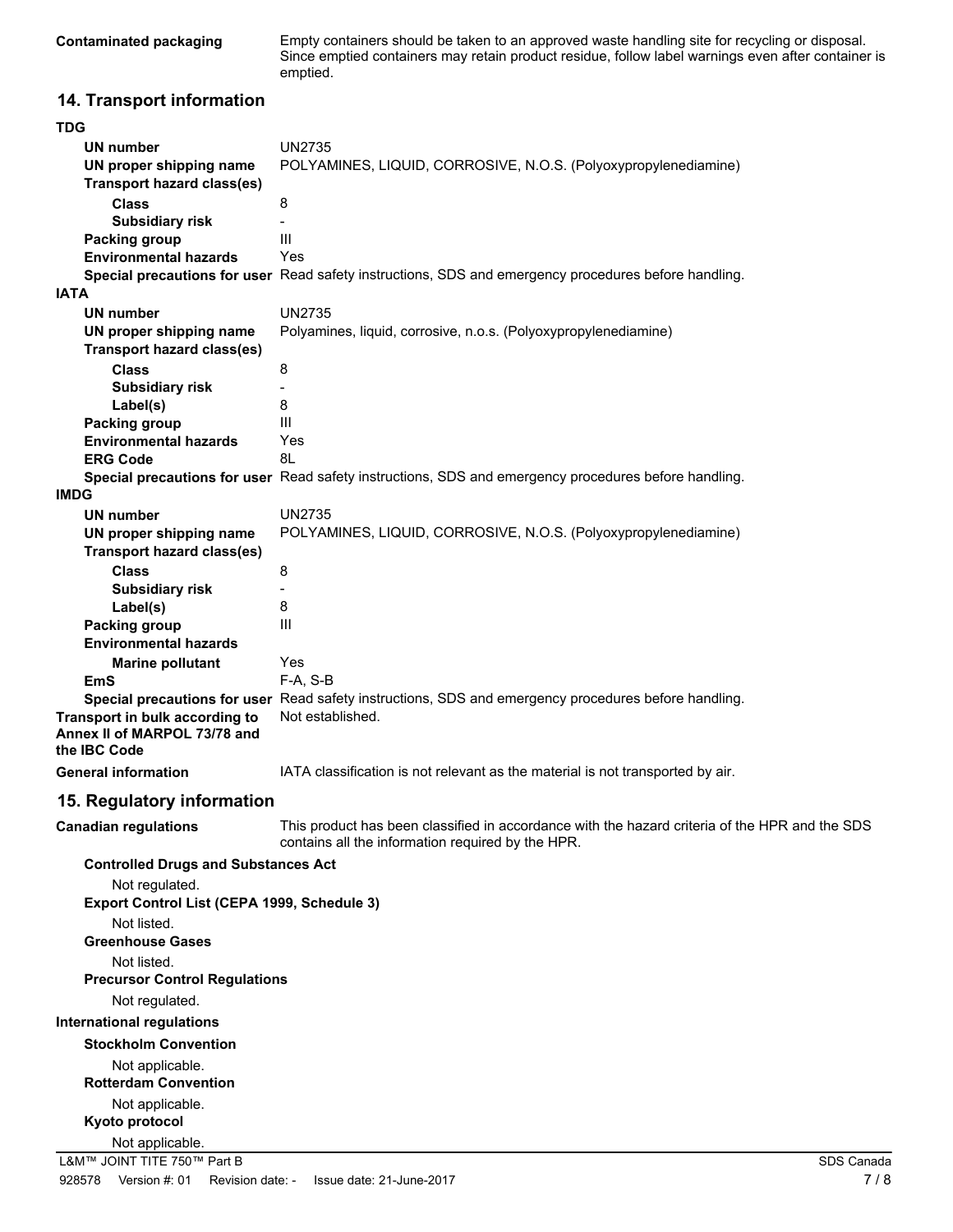**Contaminated packaging** Empty containers should be taken to an approved waste handling site for recycling or disposal. Since emptied containers may retain product residue, follow label warnings even after container is emptied.

## 14. Transport information

**TDG**

| | |
|---|---|
| **UN number** | UN2735 |
| **UN proper shipping name** | POLYAMINES, LIQUID, CORROSIVE, N.O.S. (Polyoxypropylenediamine) |
| **Transport hazard class(es)** | |
| **Class** | 8 |
| **Subsidiary risk** | - |
| **Packing group** | III |
| **Environmental hazards** | Yes |
| **Special precautions for user** | Read safety instructions, SDS and emergency procedures before handling. |

**IATA**

| | |
|---|---|
| **UN number** | UN2735 |
| **UN proper shipping name** | Polyamines, liquid, corrosive, n.o.s. (Polyoxypropylenediamine) |
| **Transport hazard class(es)** | |
| **Class** | 8 |
| **Subsidiary risk** | - |
| **Label(s)** | 8 |
| **Packing group** | III |
| **Environmental hazards** | Yes |
| **ERG Code** | 8L |
| **Special precautions for user** | Read safety instructions, SDS and emergency procedures before handling. |

**IMDG**

| | |
|---|---|
| **UN number** | UN2735 |
| **UN proper shipping name** | POLYAMINES, LIQUID, CORROSIVE, N.O.S. (Polyoxypropylenediamine) |
| **Transport hazard class(es)** | |
| **Class** | 8 |
| **Subsidiary risk** | - |
| **Label(s)** | 8 |
| **Packing group** | III |
| **Environmental hazards** | |
| **Marine pollutant** | Yes |
| **EmS** | F-A, S-B |
| **Special precautions for user** | Read safety instructions, SDS and emergency procedures before handling. |

**Transport in bulk according to Annex II of MARPOL 73/78 and the IBC Code** Not established.

**General information** IATA classification is not relevant as the material is not transported by air.

## 15. Regulatory information

**Canadian regulations** This product has been classified in accordance with the hazard criteria of the HPR and the SDS contains all the information required by the HPR.

**Controlled Drugs and Substances Act**

Not regulated.

**Export Control List (CEPA 1999, Schedule 3)**

Not listed.

**Greenhouse Gases**

Not listed.

**Precursor Control Regulations**

Not regulated.

**International regulations**

**Stockholm Convention**

Not applicable.

**Rotterdam Convention**

Not applicable.

**Kyoto protocol**

Not applicable.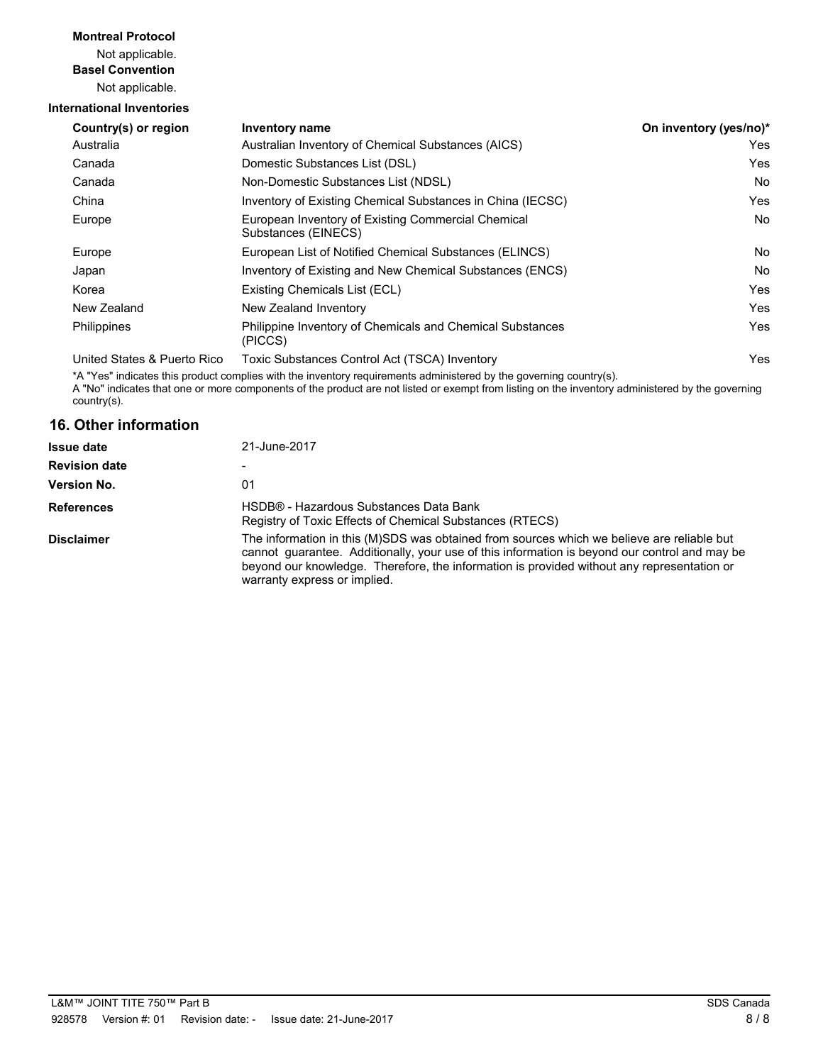**Montreal Protocol**

Not applicable.

**Basel Convention**

Not applicable.

**International Inventories**

| Country(s) or region | Inventory name | On inventory (yes/no)* |
| --- | --- | --- |
| Australia | Australian Inventory of Chemical Substances (AICS) | Yes |
| Canada | Domestic Substances List (DSL) | Yes |
| Canada | Non-Domestic Substances List (NDSL) | No |
| China | Inventory of Existing Chemical Substances in China (IECSC) | Yes |
| Europe | European Inventory of Existing Commercial Chemical Substances (EINECS) | No |
| Europe | European List of Notified Chemical Substances (ELINCS) | No |
| Japan | Inventory of Existing and New Chemical Substances (ENCS) | No |
| Korea | Existing Chemicals List (ECL) | Yes |
| New Zealand | New Zealand Inventory | Yes |
| Philippines | Philippine Inventory of Chemicals and Chemical Substances (PICCS) | Yes |
| United States & Puerto Rico | Toxic Substances Control Act (TSCA) Inventory | Yes |

*A "Yes" indicates this product complies with the inventory requirements administered by the governing country(s).
A "No" indicates that one or more components of the product are not listed or exempt from listing on the inventory administered by the governing country(s).

## 16. Other information

**Issue date** 21-June-2017

**Revision date** -

**Version No.** 01

**References** HSDB® - Hazardous Substances Data Bank
Registry of Toxic Effects of Chemical Substances (RTECS)

**Disclaimer** The information in this (M)SDS was obtained from sources which we believe are reliable but cannot guarantee. Additionally, your use of this information is beyond our control and may be beyond our knowledge. Therefore, the information is provided without any representation or warranty express or implied.